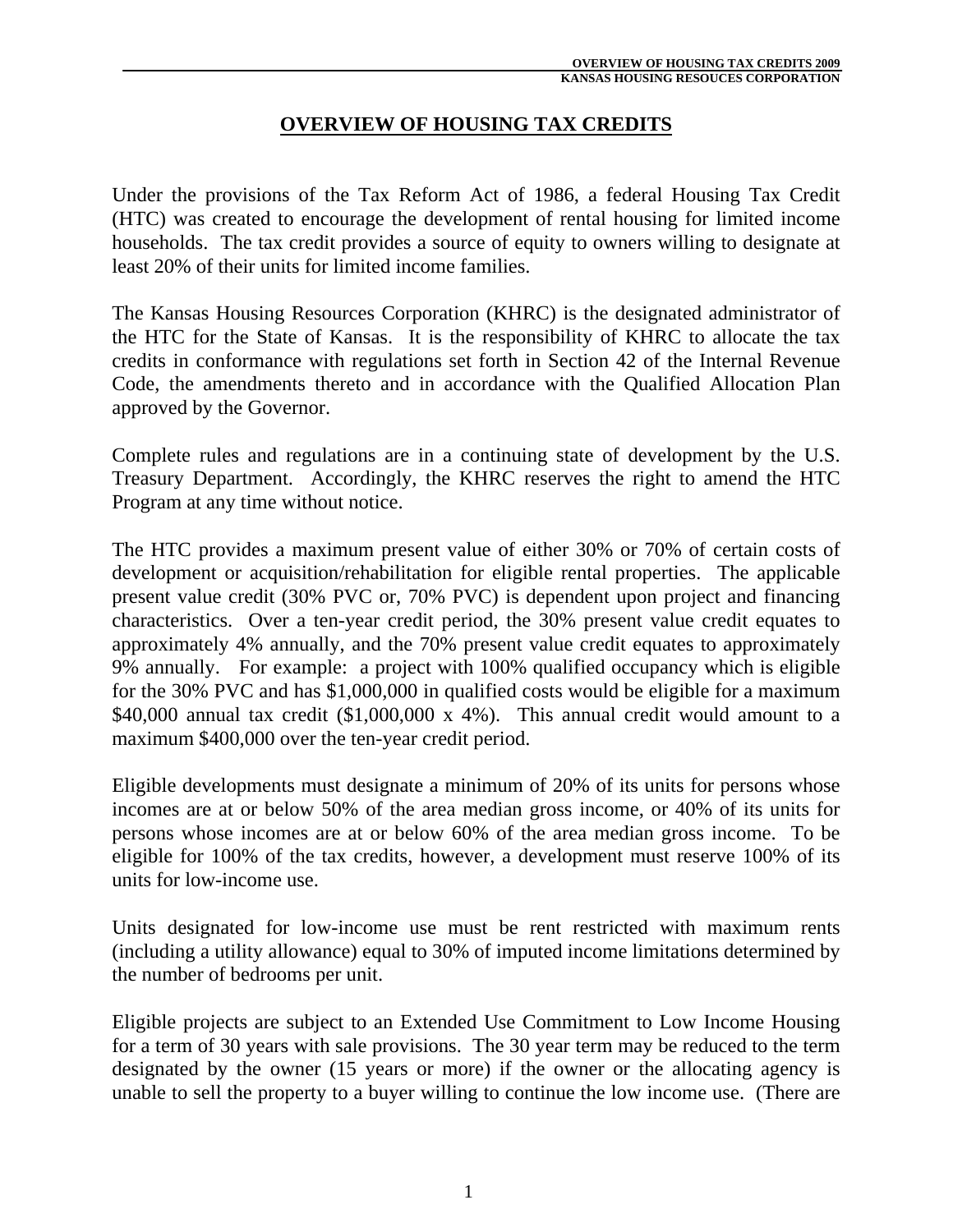# OVERVIEW OF HOUSING TAX CREDITS

Under the provisions of the Tax Reform Act of 1986, a federal Housing Tax Credit (HTC) was created to encourage the development of rental housing for limited income households. The tax credit provides a source of equity to owners willing to designate at least 20% of their units for limited income families.

The Kansas Housing Resources Corporation (KHRC) is the designated administrator of the HTC for the State of Kansas. It is the responsibility of KHRC to allocate the tax credits in conformance with regulations set forth in Section 42 of the Internal Revenue Code, the amendments thereto and in accordance with the Qualified Allocation Plan approved by the Governor.

Complete rules and regulations are in a continuing state of development by the U.S. Treasury Department. Accordingly, the KHRC reserves the right to amend the HTC Program at any time without notice.

The HTC provides a maximum present value of either 30% or 70% of certain costs of development or acquisition/rehabilitation for eligible rental properties. The applicable present value credit (30% PVC or, 70% PVC) is dependent upon project and financing characteristics. Over a ten-year credit period, the 30% present value credit equates to approximately 4% annually, and the 70% present value credit equates to approximately 9% annually. For example: a project with 100% qualified occupancy which is eligible for the 30% PVC and has $1,000,000 in qualified costs would be eligible for a maximum $40,000 annual tax credit ($1,000,000 x 4%). This annual credit would amount to a maximum $400,000 over the ten-year credit period.

Eligible developments must designate a minimum of 20% of its units for persons whose incomes are at or below 50% of the area median gross income, or 40% of its units for persons whose incomes are at or below 60% of the area median gross income. To be eligible for 100% of the tax credits, however, a development must reserve 100% of its units for low-income use.

Units designated for low-income use must be rent restricted with maximum rents (including a utility allowance) equal to 30% of imputed income limitations determined by the number of bedrooms per unit.

Eligible projects are subject to an Extended Use Commitment to Low Income Housing for a term of 30 years with sale provisions. The 30 year term may be reduced to the term designated by the owner (15 years or more) if the owner or the allocating agency is unable to sell the property to a buyer willing to continue the low income use. (There are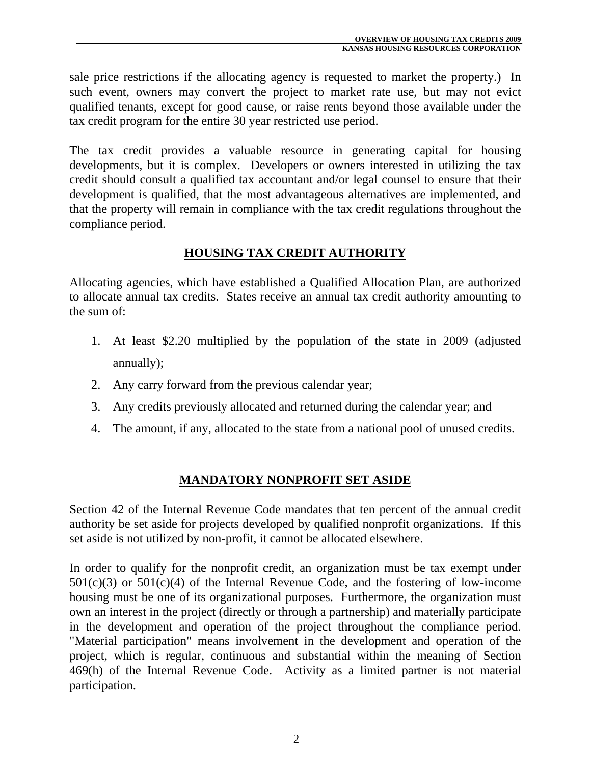sale price restrictions if the allocating agency is requested to market the property.) In such event, owners may convert the project to market rate use, but may not evict qualified tenants, except for good cause, or raise rents beyond those available under the tax credit program for the entire 30 year restricted use period.

The tax credit provides a valuable resource in generating capital for housing developments, but it is complex. Developers or owners interested in utilizing the tax credit should consult a qualified tax accountant and/or legal counsel to ensure that their development is qualified, that the most advantageous alternatives are implemented, and that the property will remain in compliance with the tax credit regulations throughout the compliance period.

## HOUSING TAX CREDIT AUTHORITY

Allocating agencies, which have established a Qualified Allocation Plan, are authorized to allocate annual tax credits. States receive an annual tax credit authority amounting to the sum of:

1. At least $2.20 multiplied by the population of the state in 2009 (adjusted annually);
2. Any carry forward from the previous calendar year;
3. Any credits previously allocated and returned during the calendar year; and
4. The amount, if any, allocated to the state from a national pool of unused credits.

## MANDATORY NONPROFIT SET ASIDE

Section 42 of the Internal Revenue Code mandates that ten percent of the annual credit authority be set aside for projects developed by qualified nonprofit organizations. If this set aside is not utilized by non-profit, it cannot be allocated elsewhere.

In order to qualify for the nonprofit credit, an organization must be tax exempt under 501(c)(3) or 501(c)(4) of the Internal Revenue Code, and the fostering of low-income housing must be one of its organizational purposes. Furthermore, the organization must own an interest in the project (directly or through a partnership) and materially participate in the development and operation of the project throughout the compliance period. "Material participation" means involvement in the development and operation of the project, which is regular, continuous and substantial within the meaning of Section 469(h) of the Internal Revenue Code. Activity as a limited partner is not material participation.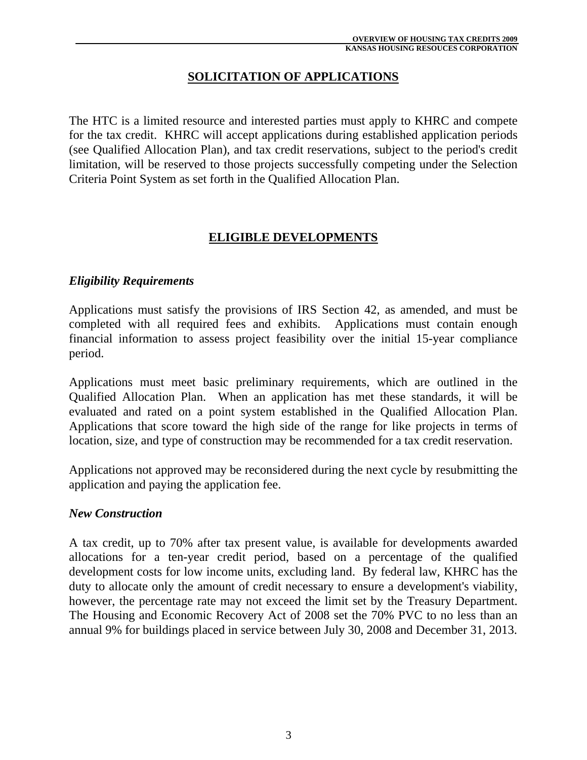## SOLICITATION OF APPLICATIONS

The HTC is a limited resource and interested parties must apply to KHRC and compete for the tax credit. KHRC will accept applications during established application periods (see Qualified Allocation Plan), and tax credit reservations, subject to the period's credit limitation, will be reserved to those projects successfully competing under the Selection Criteria Point System as set forth in the Qualified Allocation Plan.

## ELIGIBLE DEVELOPMENTS

### *Eligibility Requirements*

Applications must satisfy the provisions of IRS Section 42, as amended, and must be completed with all required fees and exhibits. Applications must contain enough financial information to assess project feasibility over the initial 15-year compliance period.

Applications must meet basic preliminary requirements, which are outlined in the Qualified Allocation Plan. When an application has met these standards, it will be evaluated and rated on a point system established in the Qualified Allocation Plan. Applications that score toward the high side of the range for like projects in terms of location, size, and type of construction may be recommended for a tax credit reservation.

Applications not approved may be reconsidered during the next cycle by resubmitting the application and paying the application fee.

### *New Construction*

A tax credit, up to 70% after tax present value, is available for developments awarded allocations for a ten-year credit period, based on a percentage of the qualified development costs for low income units, excluding land. By federal law, KHRC has the duty to allocate only the amount of credit necessary to ensure a development's viability, however, the percentage rate may not exceed the limit set by the Treasury Department. The Housing and Economic Recovery Act of 2008 set the 70% PVC to no less than an annual 9% for buildings placed in service between July 30, 2008 and December 31, 2013.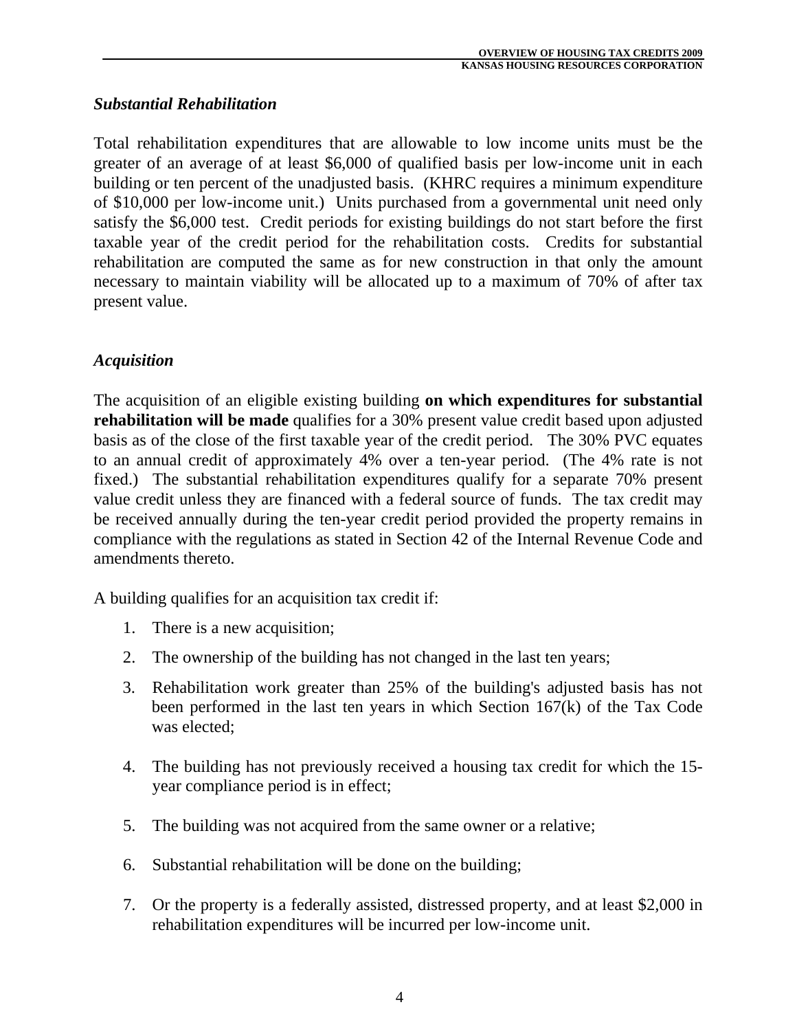### *Substantial Rehabilitation*

Total rehabilitation expenditures that are allowable to low income units must be the greater of an average of at least $6,000 of qualified basis per low-income unit in each building or ten percent of the unadjusted basis. (KHRC requires a minimum expenditure of $10,000 per low-income unit.) Units purchased from a governmental unit need only satisfy the $6,000 test. Credit periods for existing buildings do not start before the first taxable year of the credit period for the rehabilitation costs. Credits for substantial rehabilitation are computed the same as for new construction in that only the amount necessary to maintain viability will be allocated up to a maximum of 70% of after tax present value.

### *Acquisition*

The acquisition of an eligible existing building **on which expenditures for substantial rehabilitation will be made** qualifies for a 30% present value credit based upon adjusted basis as of the close of the first taxable year of the credit period. The 30% PVC equates to an annual credit of approximately 4% over a ten-year period. (The 4% rate is not fixed.) The substantial rehabilitation expenditures qualify for a separate 70% present value credit unless they are financed with a federal source of funds. The tax credit may be received annually during the ten-year credit period provided the property remains in compliance with the regulations as stated in Section 42 of the Internal Revenue Code and amendments thereto.

A building qualifies for an acquisition tax credit if:

1. There is a new acquisition;
2. The ownership of the building has not changed in the last ten years;
3. Rehabilitation work greater than 25% of the building's adjusted basis has not been performed in the last ten years in which Section 167(k) of the Tax Code was elected;
4. The building has not previously received a housing tax credit for which the 15-year compliance period is in effect;
5. The building was not acquired from the same owner or a relative;
6. Substantial rehabilitation will be done on the building;
7. Or the property is a federally assisted, distressed property, and at least $2,000 in rehabilitation expenditures will be incurred per low-income unit.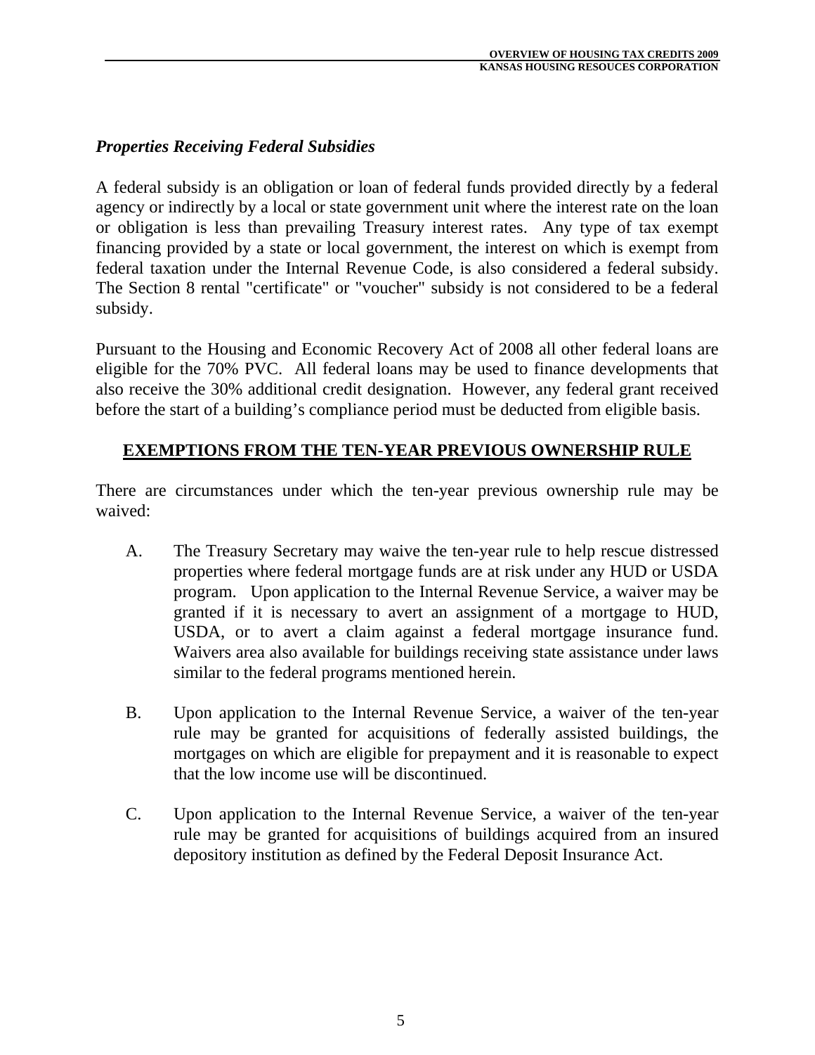### *Properties Receiving Federal Subsidies*

A federal subsidy is an obligation or loan of federal funds provided directly by a federal agency or indirectly by a local or state government unit where the interest rate on the loan or obligation is less than prevailing Treasury interest rates. Any type of tax exempt financing provided by a state or local government, the interest on which is exempt from federal taxation under the Internal Revenue Code, is also considered a federal subsidy. The Section 8 rental "certificate" or "voucher" subsidy is not considered to be a federal subsidy.

Pursuant to the Housing and Economic Recovery Act of 2008 all other federal loans are eligible for the 70% PVC. All federal loans may be used to finance developments that also receive the 30% additional credit designation. However, any federal grant received before the start of a building's compliance period must be deducted from eligible basis.

## EXEMPTIONS FROM THE TEN-YEAR PREVIOUS OWNERSHIP RULE

There are circumstances under which the ten-year previous ownership rule may be waived:

A. The Treasury Secretary may waive the ten-year rule to help rescue distressed properties where federal mortgage funds are at risk under any HUD or USDA program. Upon application to the Internal Revenue Service, a waiver may be granted if it is necessary to avert an assignment of a mortgage to HUD, USDA, or to avert a claim against a federal mortgage insurance fund. Waivers area also available for buildings receiving state assistance under laws similar to the federal programs mentioned herein.

B. Upon application to the Internal Revenue Service, a waiver of the ten-year rule may be granted for acquisitions of federally assisted buildings, the mortgages on which are eligible for prepayment and it is reasonable to expect that the low income use will be discontinued.

C. Upon application to the Internal Revenue Service, a waiver of the ten-year rule may be granted for acquisitions of buildings acquired from an insured depository institution as defined by the Federal Deposit Insurance Act.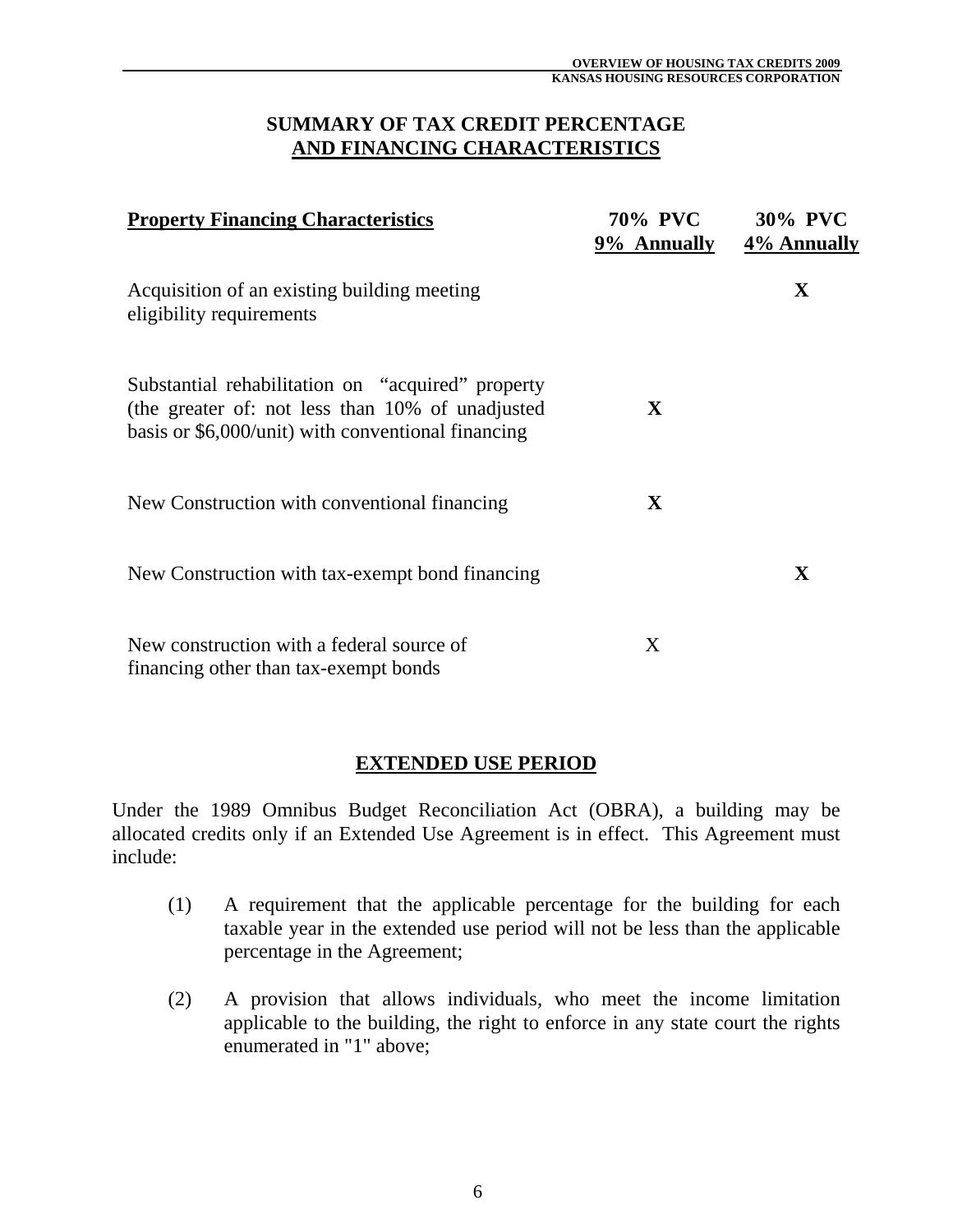## SUMMARY OF TAX CREDIT PERCENTAGE AND FINANCING CHARACTERISTICS

| **Property Financing Characteristics** | **70% PVC 9% Annually** | **30% PVC 4% Annually** |
|---|---|---|
| Acquisition of an existing building meeting eligibility requirements | | **X** |
| Substantial rehabilitation on "acquired" property (the greater of: not less than 10% of unadjusted basis or $6,000/unit) with conventional financing | **X** | |
| New Construction with conventional financing | **X** | |
| New Construction with tax-exempt bond financing | | **X** |
| New construction with a federal source of financing other than tax-exempt bonds | X | |

## EXTENDED USE PERIOD

Under the 1989 Omnibus Budget Reconciliation Act (OBRA), a building may be allocated credits only if an Extended Use Agreement is in effect. This Agreement must include:

(1) A requirement that the applicable percentage for the building for each taxable year in the extended use period will not be less than the applicable percentage in the Agreement;

(2) A provision that allows individuals, who meet the income limitation applicable to the building, the right to enforce in any state court the rights enumerated in "1" above;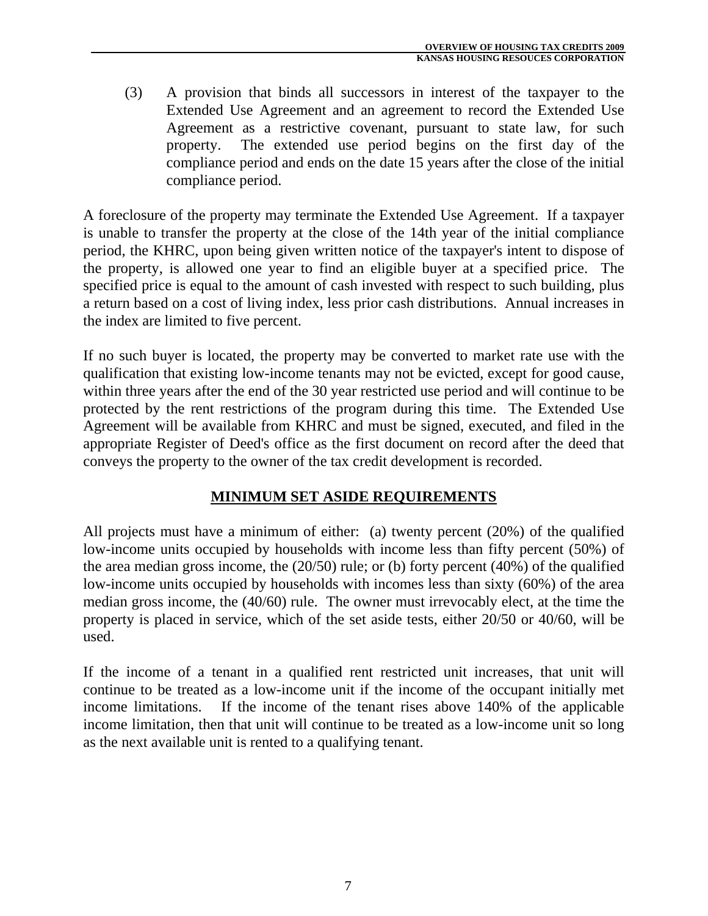(3) A provision that binds all successors in interest of the taxpayer to the Extended Use Agreement and an agreement to record the Extended Use Agreement as a restrictive covenant, pursuant to state law, for such property. The extended use period begins on the first day of the compliance period and ends on the date 15 years after the close of the initial compliance period.

A foreclosure of the property may terminate the Extended Use Agreement. If a taxpayer is unable to transfer the property at the close of the 14th year of the initial compliance period, the KHRC, upon being given written notice of the taxpayer's intent to dispose of the property, is allowed one year to find an eligible buyer at a specified price. The specified price is equal to the amount of cash invested with respect to such building, plus a return based on a cost of living index, less prior cash distributions. Annual increases in the index are limited to five percent.

If no such buyer is located, the property may be converted to market rate use with the qualification that existing low-income tenants may not be evicted, except for good cause, within three years after the end of the 30 year restricted use period and will continue to be protected by the rent restrictions of the program during this time. The Extended Use Agreement will be available from KHRC and must be signed, executed, and filed in the appropriate Register of Deed's office as the first document on record after the deed that conveys the property to the owner of the tax credit development is recorded.

## MINIMUM SET ASIDE REQUIREMENTS

All projects must have a minimum of either: (a) twenty percent (20%) of the qualified low-income units occupied by households with income less than fifty percent (50%) of the area median gross income, the (20/50) rule; or (b) forty percent (40%) of the qualified low-income units occupied by households with incomes less than sixty (60%) of the area median gross income, the (40/60) rule. The owner must irrevocably elect, at the time the property is placed in service, which of the set aside tests, either 20/50 or 40/60, will be used.

If the income of a tenant in a qualified rent restricted unit increases, that unit will continue to be treated as a low-income unit if the income of the occupant initially met income limitations. If the income of the tenant rises above 140% of the applicable income limitation, then that unit will continue to be treated as a low-income unit so long as the next available unit is rented to a qualifying tenant.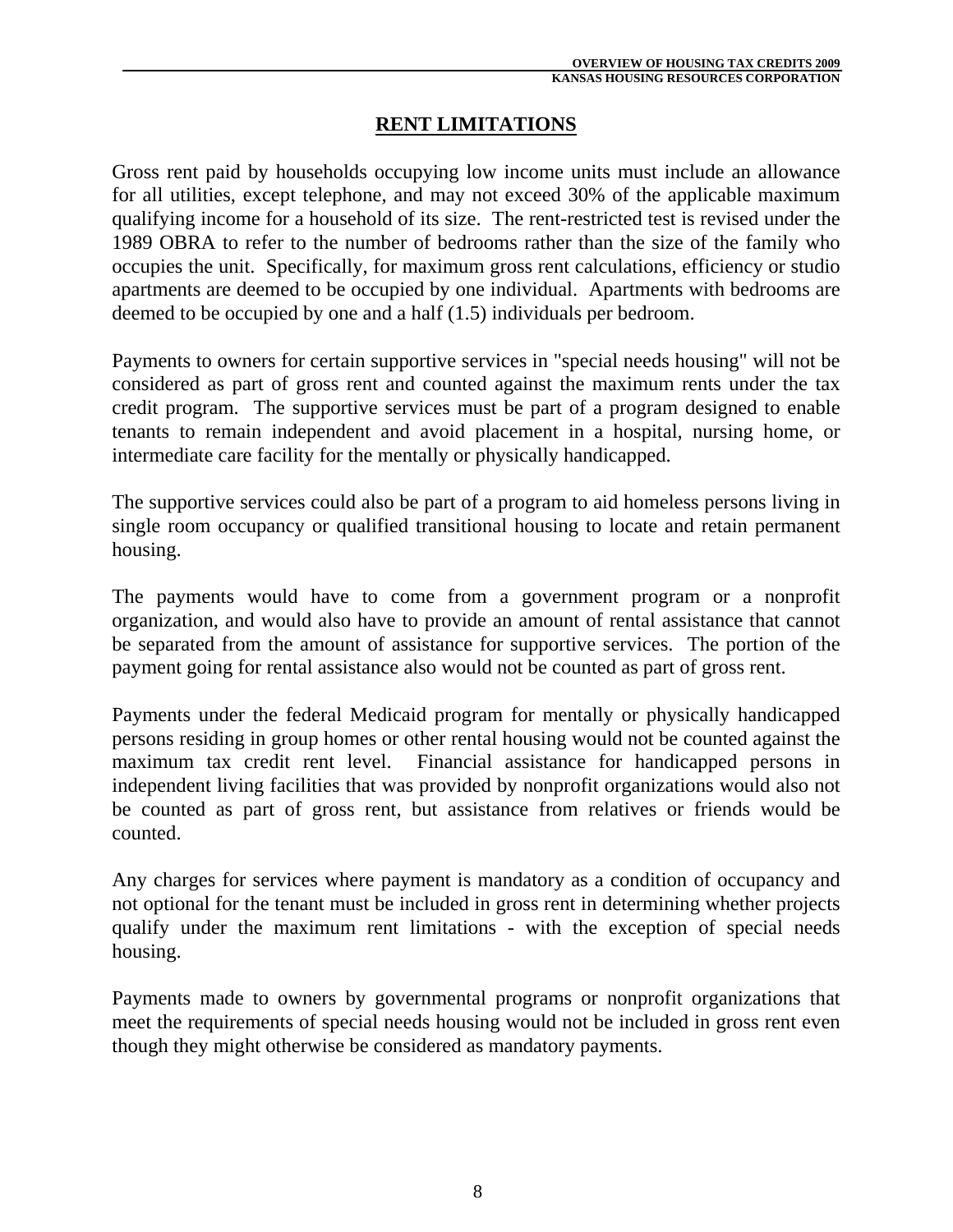## RENT LIMITATIONS

Gross rent paid by households occupying low income units must include an allowance for all utilities, except telephone, and may not exceed 30% of the applicable maximum qualifying income for a household of its size. The rent-restricted test is revised under the 1989 OBRA to refer to the number of bedrooms rather than the size of the family who occupies the unit. Specifically, for maximum gross rent calculations, efficiency or studio apartments are deemed to be occupied by one individual. Apartments with bedrooms are deemed to be occupied by one and a half (1.5) individuals per bedroom.

Payments to owners for certain supportive services in "special needs housing" will not be considered as part of gross rent and counted against the maximum rents under the tax credit program. The supportive services must be part of a program designed to enable tenants to remain independent and avoid placement in a hospital, nursing home, or intermediate care facility for the mentally or physically handicapped.

The supportive services could also be part of a program to aid homeless persons living in single room occupancy or qualified transitional housing to locate and retain permanent housing.

The payments would have to come from a government program or a nonprofit organization, and would also have to provide an amount of rental assistance that cannot be separated from the amount of assistance for supportive services. The portion of the payment going for rental assistance also would not be counted as part of gross rent.

Payments under the federal Medicaid program for mentally or physically handicapped persons residing in group homes or other rental housing would not be counted against the maximum tax credit rent level. Financial assistance for handicapped persons in independent living facilities that was provided by nonprofit organizations would also not be counted as part of gross rent, but assistance from relatives or friends would be counted.

Any charges for services where payment is mandatory as a condition of occupancy and not optional for the tenant must be included in gross rent in determining whether projects qualify under the maximum rent limitations - with the exception of special needs housing.

Payments made to owners by governmental programs or nonprofit organizations that meet the requirements of special needs housing would not be included in gross rent even though they might otherwise be considered as mandatory payments.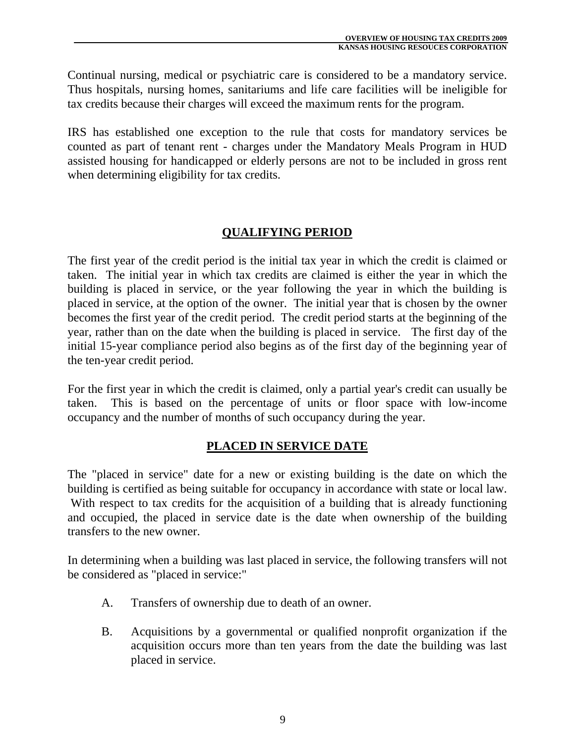Continual nursing, medical or psychiatric care is considered to be a mandatory service. Thus hospitals, nursing homes, sanitariums and life care facilities will be ineligible for tax credits because their charges will exceed the maximum rents for the program.

IRS has established one exception to the rule that costs for mandatory services be counted as part of tenant rent - charges under the Mandatory Meals Program in HUD assisted housing for handicapped or elderly persons are not to be included in gross rent when determining eligibility for tax credits.

## QUALIFYING PERIOD

The first year of the credit period is the initial tax year in which the credit is claimed or taken. The initial year in which tax credits are claimed is either the year in which the building is placed in service, or the year following the year in which the building is placed in service, at the option of the owner. The initial year that is chosen by the owner becomes the first year of the credit period. The credit period starts at the beginning of the year, rather than on the date when the building is placed in service. The first day of the initial 15-year compliance period also begins as of the first day of the beginning year of the ten-year credit period.

For the first year in which the credit is claimed, only a partial year's credit can usually be taken. This is based on the percentage of units or floor space with low-income occupancy and the number of months of such occupancy during the year.

## PLACED IN SERVICE DATE

The "placed in service" date for a new or existing building is the date on which the building is certified as being suitable for occupancy in accordance with state or local law. With respect to tax credits for the acquisition of a building that is already functioning and occupied, the placed in service date is the date when ownership of the building transfers to the new owner.

In determining when a building was last placed in service, the following transfers will not be considered as "placed in service:"

A. Transfers of ownership due to death of an owner.

B. Acquisitions by a governmental or qualified nonprofit organization if the acquisition occurs more than ten years from the date the building was last placed in service.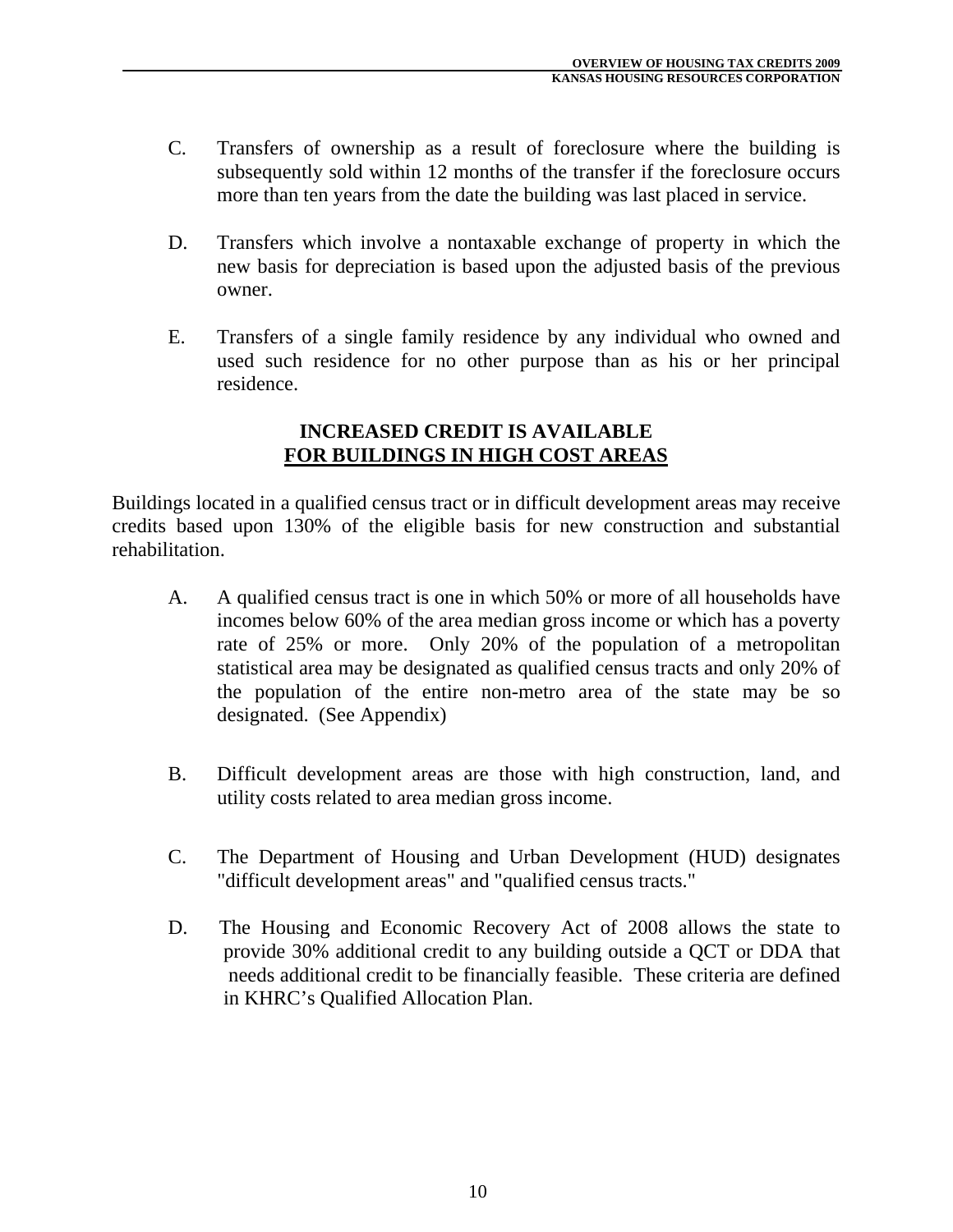C. Transfers of ownership as a result of foreclosure where the building is subsequently sold within 12 months of the transfer if the foreclosure occurs more than ten years from the date the building was last placed in service.

D. Transfers which involve a nontaxable exchange of property in which the new basis for depreciation is based upon the adjusted basis of the previous owner.

E. Transfers of a single family residence by any individual who owned and used such residence for no other purpose than as his or her principal residence.

## INCREASED CREDIT IS AVAILABLE FOR BUILDINGS IN HIGH COST AREAS

Buildings located in a qualified census tract or in difficult development areas may receive credits based upon 130% of the eligible basis for new construction and substantial rehabilitation.

A. A qualified census tract is one in which 50% or more of all households have incomes below 60% of the area median gross income or which has a poverty rate of 25% or more. Only 20% of the population of a metropolitan statistical area may be designated as qualified census tracts and only 20% of the population of the entire non-metro area of the state may be so designated. (See Appendix)

B. Difficult development areas are those with high construction, land, and utility costs related to area median gross income.

C. The Department of Housing and Urban Development (HUD) designates "difficult development areas" and "qualified census tracts."

D. The Housing and Economic Recovery Act of 2008 allows the state to provide 30% additional credit to any building outside a QCT or DDA that needs additional credit to be financially feasible. These criteria are defined in KHRC's Qualified Allocation Plan.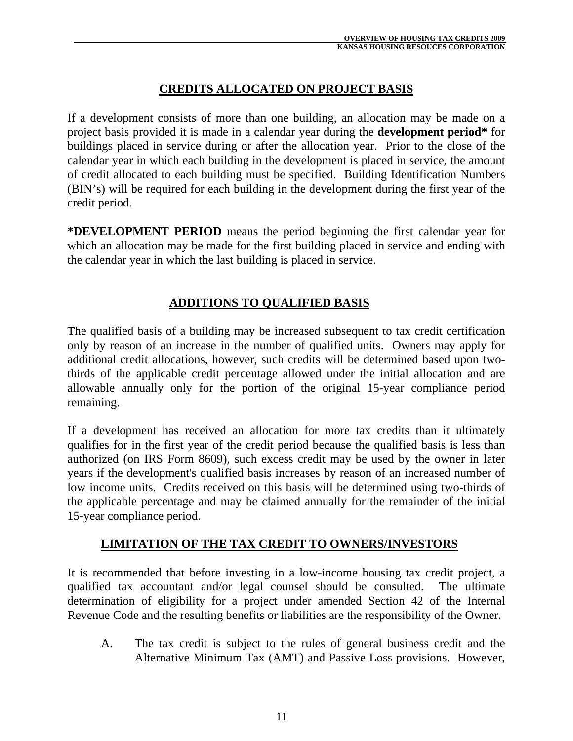## CREDITS ALLOCATED ON PROJECT BASIS

If a development consists of more than one building, an allocation may be made on a project basis provided it is made in a calendar year during the **development period*** for buildings placed in service during or after the allocation year. Prior to the close of the calendar year in which each building in the development is placed in service, the amount of credit allocated to each building must be specified. Building Identification Numbers (BIN's) will be required for each building in the development during the first year of the credit period.

***DEVELOPMENT PERIOD** means the period beginning the first calendar year for which an allocation may be made for the first building placed in service and ending with the calendar year in which the last building is placed in service.

## ADDITIONS TO QUALIFIED BASIS

The qualified basis of a building may be increased subsequent to tax credit certification only by reason of an increase in the number of qualified units. Owners may apply for additional credit allocations, however, such credits will be determined based upon two-thirds of the applicable credit percentage allowed under the initial allocation and are allowable annually only for the portion of the original 15-year compliance period remaining.

If a development has received an allocation for more tax credits than it ultimately qualifies for in the first year of the credit period because the qualified basis is less than authorized (on IRS Form 8609), such excess credit may be used by the owner in later years if the development's qualified basis increases by reason of an increased number of low income units. Credits received on this basis will be determined using two-thirds of the applicable percentage and may be claimed annually for the remainder of the initial 15-year compliance period.

## LIMITATION OF THE TAX CREDIT TO OWNERS/INVESTORS

It is recommended that before investing in a low-income housing tax credit project, a qualified tax accountant and/or legal counsel should be consulted. The ultimate determination of eligibility for a project under amended Section 42 of the Internal Revenue Code and the resulting benefits or liabilities are the responsibility of the Owner.

A. The tax credit is subject to the rules of general business credit and the Alternative Minimum Tax (AMT) and Passive Loss provisions. However,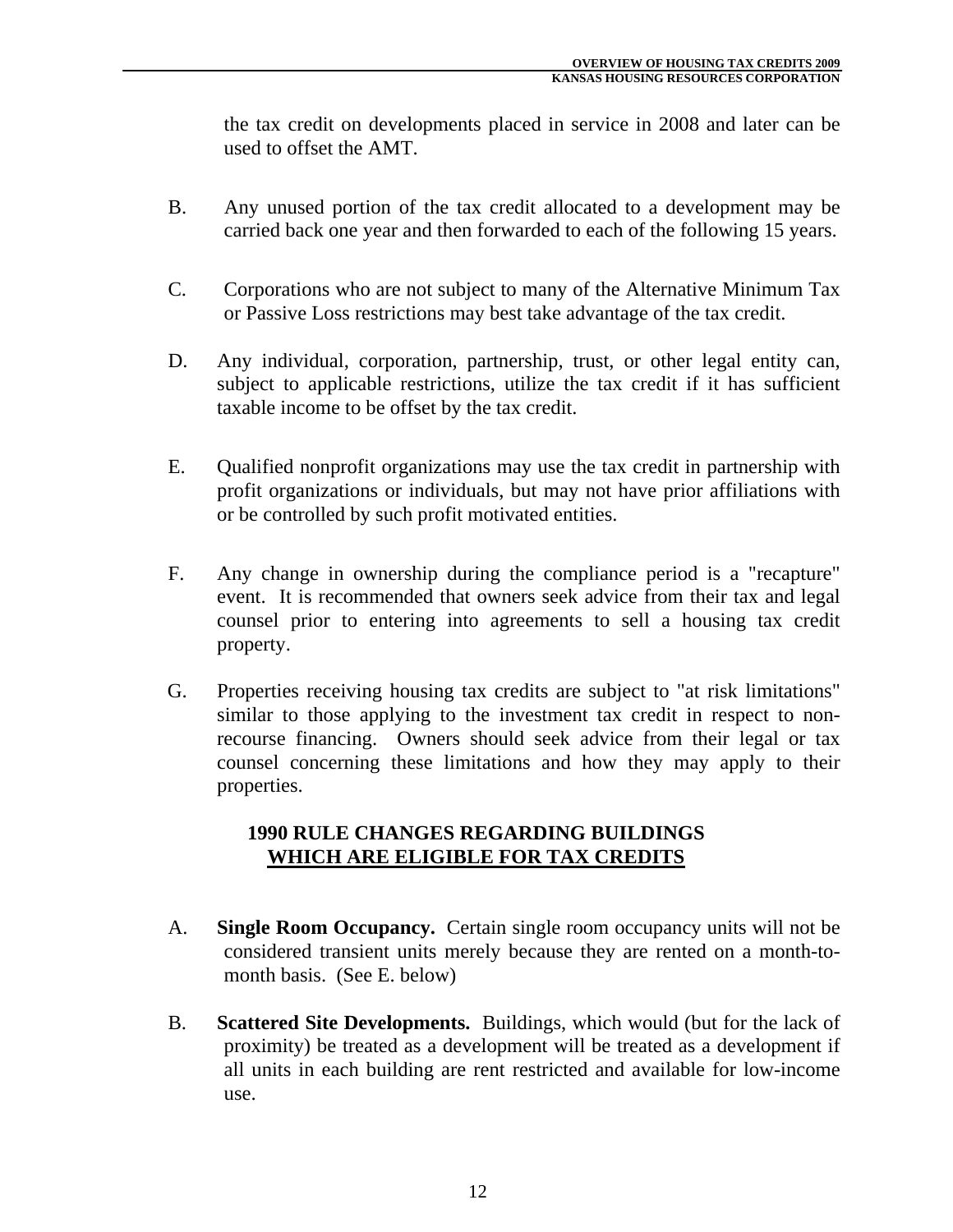the tax credit on developments placed in service in 2008 and later can be used to offset the AMT.

B. Any unused portion of the tax credit allocated to a development may be carried back one year and then forwarded to each of the following 15 years.

C. Corporations who are not subject to many of the Alternative Minimum Tax or Passive Loss restrictions may best take advantage of the tax credit.

D. Any individual, corporation, partnership, trust, or other legal entity can, subject to applicable restrictions, utilize the tax credit if it has sufficient taxable income to be offset by the tax credit.

E. Qualified nonprofit organizations may use the tax credit in partnership with profit organizations or individuals, but may not have prior affiliations with or be controlled by such profit motivated entities.

F. Any change in ownership during the compliance period is a "recapture" event. It is recommended that owners seek advice from their tax and legal counsel prior to entering into agreements to sell a housing tax credit property.

G. Properties receiving housing tax credits are subject to "at risk limitations" similar to those applying to the investment tax credit in respect to non-recourse financing. Owners should seek advice from their legal or tax counsel concerning these limitations and how they may apply to their properties.

## 1990 RULE CHANGES REGARDING BUILDINGS WHICH ARE ELIGIBLE FOR TAX CREDITS

A. **Single Room Occupancy.** Certain single room occupancy units will not be considered transient units merely because they are rented on a month-to-month basis. (See E. below)

B. **Scattered Site Developments.** Buildings, which would (but for the lack of proximity) be treated as a development will be treated as a development if all units in each building are rent restricted and available for low-income use.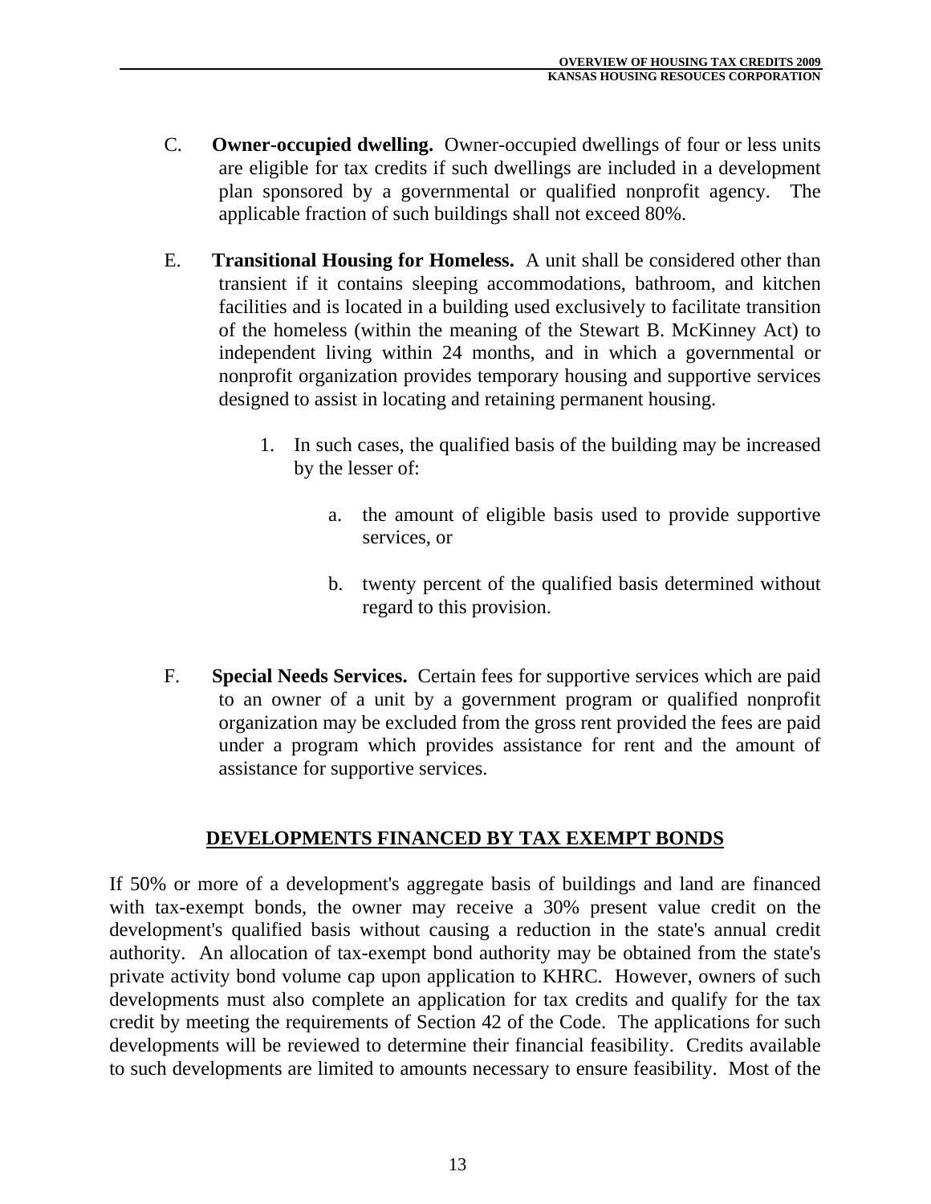C. **Owner-occupied dwelling.** Owner-occupied dwellings of four or less units are eligible for tax credits if such dwellings are included in a development plan sponsored by a governmental or qualified nonprofit agency. The applicable fraction of such buildings shall not exceed 80%.

E. **Transitional Housing for Homeless.** A unit shall be considered other than transient if it contains sleeping accommodations, bathroom, and kitchen facilities and is located in a building used exclusively to facilitate transition of the homeless (within the meaning of the Stewart B. McKinney Act) to independent living within 24 months, and in which a governmental or nonprofit organization provides temporary housing and supportive services designed to assist in locating and retaining permanent housing.

1. In such cases, the qualified basis of the building may be increased by the lesser of:

    a. the amount of eligible basis used to provide supportive services, or

    b. twenty percent of the qualified basis determined without regard to this provision.

F. **Special Needs Services.** Certain fees for supportive services which are paid to an owner of a unit by a government program or qualified nonprofit organization may be excluded from the gross rent provided the fees are paid under a program which provides assistance for rent and the amount of assistance for supportive services.

## DEVELOPMENTS FINANCED BY TAX EXEMPT BONDS

If 50% or more of a development's aggregate basis of buildings and land are financed with tax-exempt bonds, the owner may receive a 30% present value credit on the development's qualified basis without causing a reduction in the state's annual credit authority. An allocation of tax-exempt bond authority may be obtained from the state's private activity bond volume cap upon application to KHRC. However, owners of such developments must also complete an application for tax credits and qualify for the tax credit by meeting the requirements of Section 42 of the Code. The applications for such developments will be reviewed to determine their financial feasibility. Credits available to such developments are limited to amounts necessary to ensure feasibility. Most of the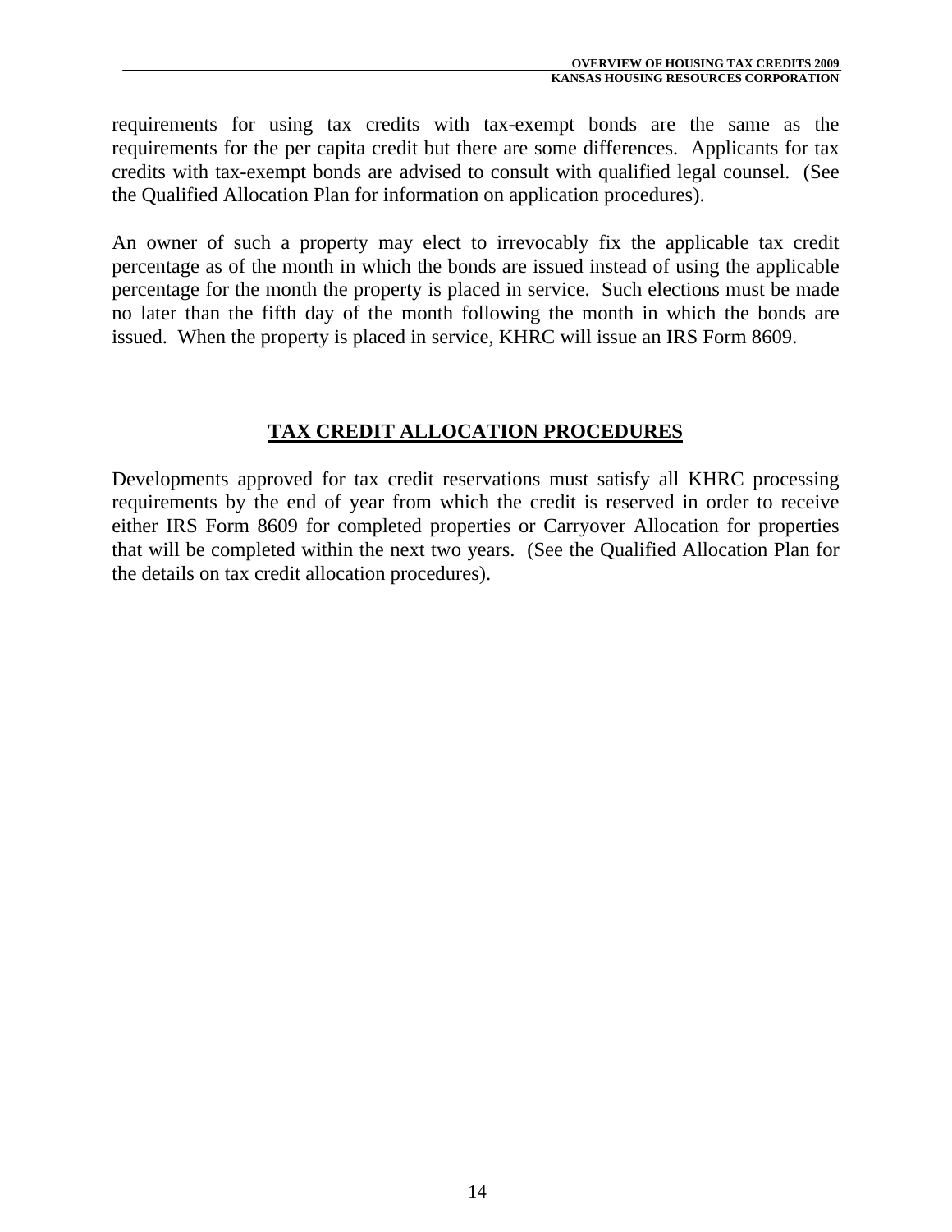requirements for using tax credits with tax-exempt bonds are the same as the requirements for the per capita credit but there are some differences. Applicants for tax credits with tax-exempt bonds are advised to consult with qualified legal counsel. (See the Qualified Allocation Plan for information on application procedures).

An owner of such a property may elect to irrevocably fix the applicable tax credit percentage as of the month in which the bonds are issued instead of using the applicable percentage for the month the property is placed in service. Such elections must be made no later than the fifth day of the month following the month in which the bonds are issued. When the property is placed in service, KHRC will issue an IRS Form 8609.

## TAX CREDIT ALLOCATION PROCEDURES

Developments approved for tax credit reservations must satisfy all KHRC processing requirements by the end of year from which the credit is reserved in order to receive either IRS Form 8609 for completed properties or Carryover Allocation for properties that will be completed within the next two years. (See the Qualified Allocation Plan for the details on tax credit allocation procedures).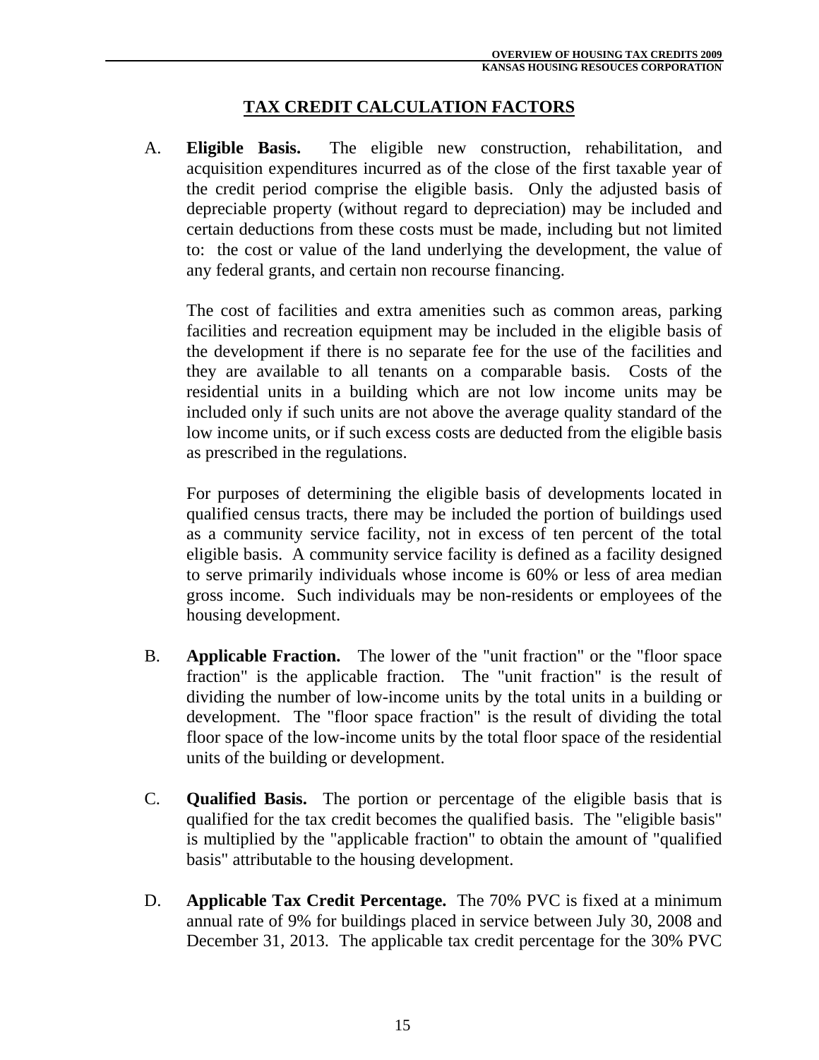## TAX CREDIT CALCULATION FACTORS

A. **Eligible Basis.** The eligible new construction, rehabilitation, and acquisition expenditures incurred as of the close of the first taxable year of the credit period comprise the eligible basis. Only the adjusted basis of depreciable property (without regard to depreciation) may be included and certain deductions from these costs must be made, including but not limited to: the cost or value of the land underlying the development, the value of any federal grants, and certain non recourse financing.

   The cost of facilities and extra amenities such as common areas, parking facilities and recreation equipment may be included in the eligible basis of the development if there is no separate fee for the use of the facilities and they are available to all tenants on a comparable basis. Costs of the residential units in a building which are not low income units may be included only if such units are not above the average quality standard of the low income units, or if such excess costs are deducted from the eligible basis as prescribed in the regulations.

   For purposes of determining the eligible basis of developments located in qualified census tracts, there may be included the portion of buildings used as a community service facility, not in excess of ten percent of the total eligible basis. A community service facility is defined as a facility designed to serve primarily individuals whose income is 60% or less of area median gross income. Such individuals may be non-residents or employees of the housing development.

B. **Applicable Fraction.** The lower of the "unit fraction" or the "floor space fraction" is the applicable fraction. The "unit fraction" is the result of dividing the number of low-income units by the total units in a building or development. The "floor space fraction" is the result of dividing the total floor space of the low-income units by the total floor space of the residential units of the building or development.

C. **Qualified Basis.** The portion or percentage of the eligible basis that is qualified for the tax credit becomes the qualified basis. The "eligible basis" is multiplied by the "applicable fraction" to obtain the amount of "qualified basis" attributable to the housing development.

D. **Applicable Tax Credit Percentage.** The 70% PVC is fixed at a minimum annual rate of 9% for buildings placed in service between July 30, 2008 and December 31, 2013. The applicable tax credit percentage for the 30% PVC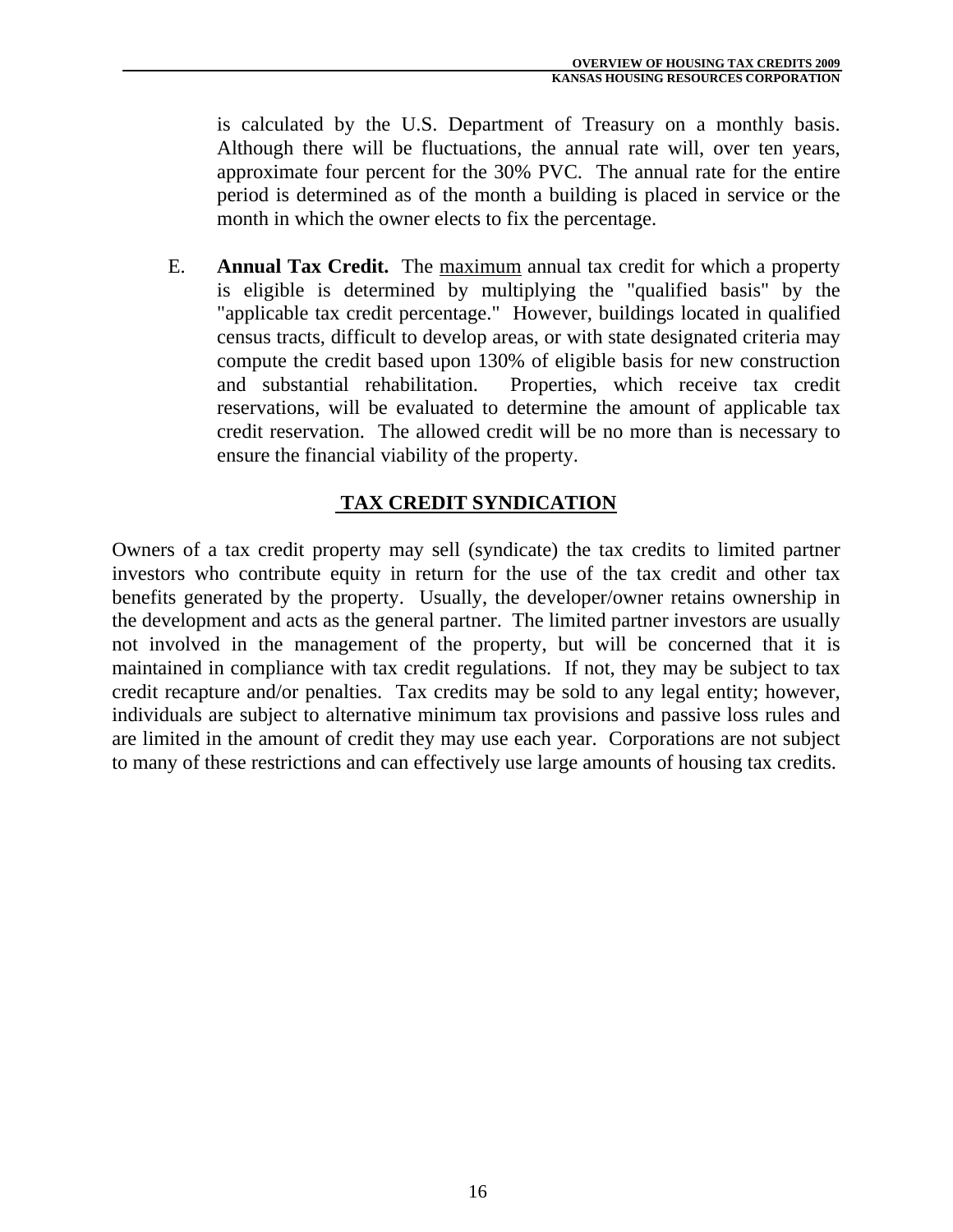is calculated by the U.S. Department of Treasury on a monthly basis. Although there will be fluctuations, the annual rate will, over ten years, approximate four percent for the 30% PVC. The annual rate for the entire period is determined as of the month a building is placed in service or the month in which the owner elects to fix the percentage.

E. **Annual Tax Credit.** The maximum annual tax credit for which a property is eligible is determined by multiplying the "qualified basis" by the "applicable tax credit percentage." However, buildings located in qualified census tracts, difficult to develop areas, or with state designated criteria may compute the credit based upon 130% of eligible basis for new construction and substantial rehabilitation. Properties, which receive tax credit reservations, will be evaluated to determine the amount of applicable tax credit reservation. The allowed credit will be no more than is necessary to ensure the financial viability of the property.

## TAX CREDIT SYNDICATION

Owners of a tax credit property may sell (syndicate) the tax credits to limited partner investors who contribute equity in return for the use of the tax credit and other tax benefits generated by the property. Usually, the developer/owner retains ownership in the development and acts as the general partner. The limited partner investors are usually not involved in the management of the property, but will be concerned that it is maintained in compliance with tax credit regulations. If not, they may be subject to tax credit recapture and/or penalties. Tax credits may be sold to any legal entity; however, individuals are subject to alternative minimum tax provisions and passive loss rules and are limited in the amount of credit they may use each year. Corporations are not subject to many of these restrictions and can effectively use large amounts of housing tax credits.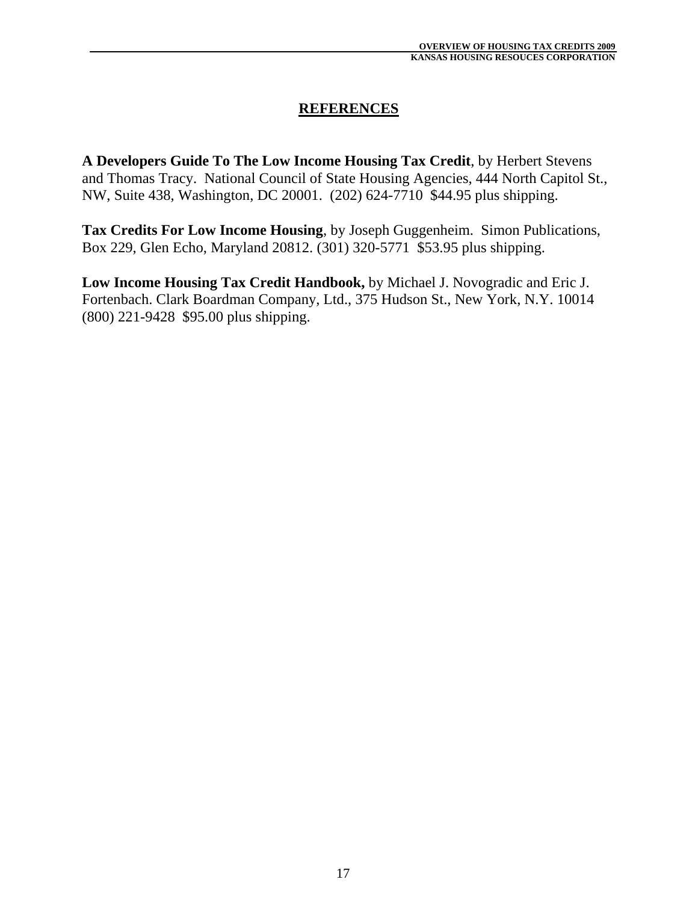# REFERENCES

**A Developers Guide To The Low Income Housing Tax Credit**, by Herbert Stevens and Thomas Tracy. National Council of State Housing Agencies, 444 North Capitol St., NW, Suite 438, Washington, DC 20001. (202) 624-7710 $44.95 plus shipping.

**Tax Credits For Low Income Housing**, by Joseph Guggenheim. Simon Publications, Box 229, Glen Echo, Maryland 20812. (301) 320-5771 $53.95 plus shipping.

**Low Income Housing Tax Credit Handbook,** by Michael J. Novogradic and Eric J. Fortenbach. Clark Boardman Company, Ltd., 375 Hudson St., New York, N.Y. 10014 (800) 221-9428 $95.00 plus shipping.